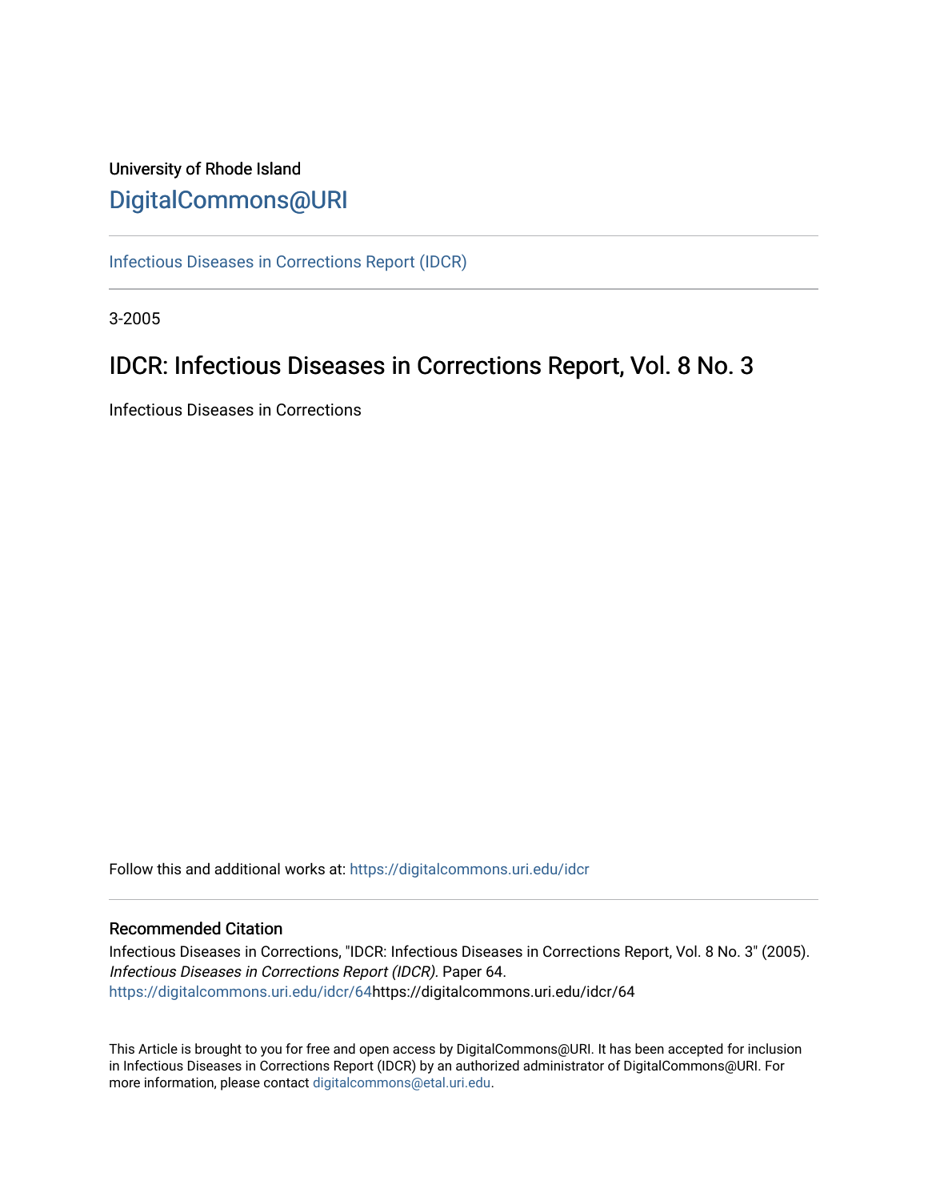University of Rhode Island

# DigitalCommons@URI

Infectious Diseases in Corrections Report (IDCR)

3-2005

## IDCR: Infectious Diseases in Corrections Report, Vol. 8 No. 3

Infectious Diseases in Corrections

Follow this and additional works at: https://digitalcommons.uri.edu/idcr

### Recommended Citation

Infectious Diseases in Corrections, "IDCR: Infectious Diseases in Corrections Report, Vol. 8 No. 3" (2005). *Infectious Diseases in Corrections Report (IDCR)*. Paper 64.
https://digitalcommons.uri.edu/idcr/64https://digitalcommons.uri.edu/idcr/64

This Article is brought to you for free and open access by DigitalCommons@URI. It has been accepted for inclusion in Infectious Diseases in Corrections Report (IDCR) by an authorized administrator of DigitalCommons@URI. For more information, please contact digitalcommons@etal.uri.edu.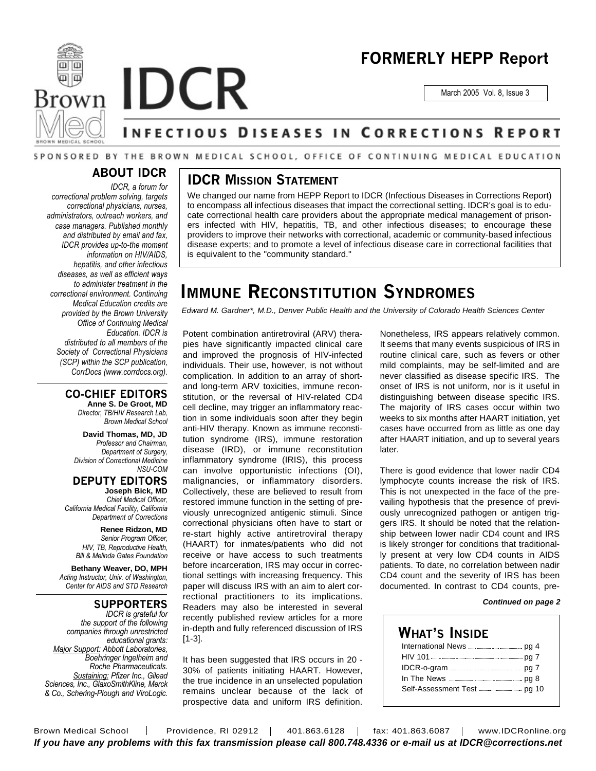# FORMERLY HEPP Report

March 2005 Vol. 8, Issue 3

# IDCR

## INFECTIOUS DISEASES IN CORRECTIONS REPORT

SPONSORED BY THE BROWN MEDICAL SCHOOL, OFFICE OF CONTINUING MEDICAL EDUCATION

## ABOUT IDCR

*IDCR, a forum for correctional problem solving, targets correctional physicians, nurses, administrators, outreach workers, and case managers. Published monthly and distributed by email and fax, IDCR provides up-to-the moment information on HIV/AIDS, hepatitis, and other infectious diseases, as well as efficient ways to administer treatment in the correctional environment. Continuing Medical Education credits are provided by the Brown University Office of Continuing Medical Education. IDCR is distributed to all members of the Society of Correctional Physicians (SCP) within the SCP publication, CorrDocs (www.corrdocs.org).*

## CO-CHIEF EDITORS

**Anne S. De Groot, MD**
*Director, TB/HIV Research Lab, Brown Medical School*

**David Thomas, MD, JD**
*Professor and Chairman, Department of Surgery, Division of Correctional Medicine NSU-COM*

## DEPUTY EDITORS

**Joseph Bick, MD**
*Chief Medical Officer, California Medical Facility, California Department of Corrections*

**Renee Ridzon, MD**
*Senior Program Officer, HIV, TB, Reproductive Health, Bill & Melinda Gates Foundation*

**Bethany Weaver, DO, MPH**
*Acting Instructor, Univ. of Washington, Center for AIDS and STD Research*

## SUPPORTERS

*IDCR is grateful for the support of the following companies through unrestricted educational grants:*
*Major Support: Abbott Laboratories, Boehringer Ingelheim and Roche Pharmaceuticals.*
*Sustaining: Pfizer Inc., Gilead Sciences, Inc., GlaxoSmithKline, Merck & Co., Schering-Plough and ViroLogic.*

## IDCR MISSION STATEMENT

We changed our name from HEPP Report to IDCR (Infectious Diseases in Corrections Report) to encompass all infectious diseases that impact the correctional setting. IDCR's goal is to educate correctional health care providers about the appropriate medical management of prisoners infected with HIV, hepatitis, TB, and other infectious diseases; to encourage these providers to improve their networks with correctional, academic or community-based infectious disease experts; and to promote a level of infectious disease care in correctional facilities that is equivalent to the "community standard."

# IMMUNE RECONSTITUTION SYNDROMES

*Edward M. Gardner\*, M.D., Denver Public Health and the University of Colorado Health Sciences Center*

Potent combination antiretroviral (ARV) therapies have significantly impacted clinical care and improved the prognosis of HIV-infected individuals. Their use, however, is not without complication. In addition to an array of short- and long-term ARV toxicities, immune reconstitution, or the reversal of HIV-related CD4 cell decline, may trigger an inflammatory reaction in some individuals soon after they begin anti-HIV therapy. Known as immune reconstitution syndrome (IRS), immune restoration disease (IRD), or immune reconstitution inflammatory syndrome (IRIS), this process can involve opportunistic infections (OI), malignancies, or inflammatory disorders. Collectively, these are believed to result from restored immune function in the setting of previously unrecognized antigenic stimuli. Since correctional physicians often have to start or re-start highly active antiretroviral therapy (HAART) for inmates/patients who did not receive or have access to such treatments before incarceration, IRS may occur in correctional settings with increasing frequency. This paper will discuss IRS with an aim to alert correctional practitioners to its implications. Readers may also be interested in several recently published review articles for a more in-depth and fully referenced discussion of IRS [1-3].

It has been suggested that IRS occurs in 20 - 30% of patients initiating HAART. However, the true incidence in an unselected population remains unclear because of the lack of prospective data and uniform IRS definition. Nonetheless, IRS appears relatively common. It seems that many events suspicious of IRS in routine clinical care, such as fevers or other mild complaints, may be self-limited and are never classified as disease specific IRS. The onset of IRS is not uniform, nor is it useful in distinguishing between disease specific IRS. The majority of IRS cases occur within two weeks to six months after HAART initiation, yet cases have occurred from as little as one day after HAART initiation, and up to several years later.

There is good evidence that lower nadir CD4 lymphocyte counts increase the risk of IRS. This is not unexpected in the face of the prevailing hypothesis that the presence of previously unrecognized pathogen or antigen triggers IRS. It should be noted that the relationship between lower nadir CD4 count and IRS is likely stronger for conditions that traditionally present at very low CD4 counts in AIDS patients. To date, no correlation between nadir CD4 count and the severity of IRS has been documented. In contrast to CD4 counts, pre-

***Continued on page 2***

## WHAT'S INSIDE

- International News ..... pg 4
- HIV 101 ..... pg 7
- IDCR-o-gram ..... pg 7
- In The News ..... pg 8
- Self-Assessment Test ..... pg 10

Brown Medical School | Providence, RI 02912 | 401.863.6128 | fax: 401.863.6087 | www.IDCRonline.org

***If you have any problems with this fax transmission please call 800.748.4336 or e-mail us at IDCR@corrections.net***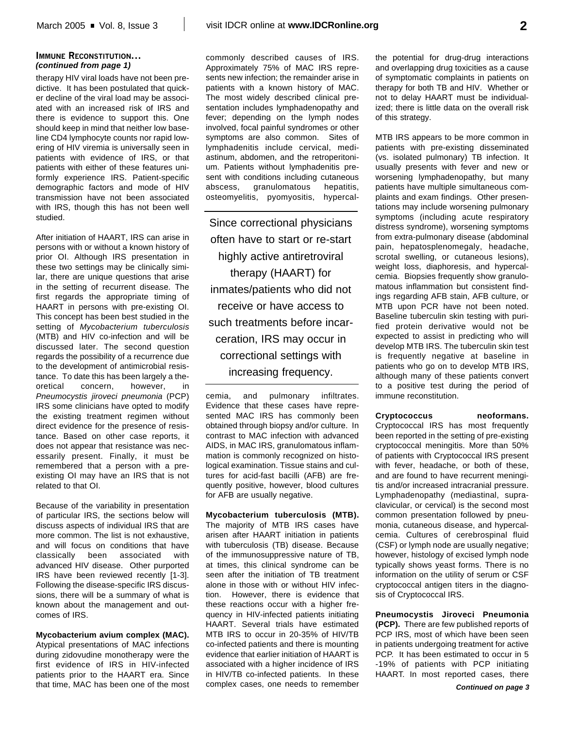**IMMUNE RECONSTITUTION...**
***(continued from page 1)***

therapy HIV viral loads have not been predictive. It has been postulated that quicker decline of the viral load may be associated with an increased risk of IRS and there is evidence to support this. One should keep in mind that neither low baseline CD4 lymphocyte counts nor rapid lowering of HIV viremia is universally seen in patients with evidence of IRS, or that patients with either of these features uniformly experience IRS. Patient-specific demographic factors and mode of HIV transmission have not been associated with IRS, though this has not been well studied.

After initiation of HAART, IRS can arise in persons with or without a known history of prior OI. Although IRS presentation in these two settings may be clinically similar, there are unique questions that arise in the setting of recurrent disease. The first regards the appropriate timing of HAART in persons with pre-existing OI. This concept has been best studied in the setting of *Mycobacterium tuberculosis* (MTB) and HIV co-infection and will be discussed later. The second question regards the possibility of a recurrence due to the development of antimicrobial resistance. To date this has been largely a theoretical concern, however, in *Pneumocystis jiroveci pneumonia* (PCP) IRS some clinicians have opted to modify the existing treatment regimen without direct evidence for the presence of resistance. Based on other case reports, it does not appear that resistance was necessarily present. Finally, it must be remembered that a person with a pre-existing OI may have an IRS that is not related to that OI.

Because of the variability in presentation of particular IRS, the sections below will discuss aspects of individual IRS that are more common. The list is not exhaustive, and will focus on conditions that have classically been associated with advanced HIV disease. Other purported IRS have been reviewed recently [1-3]. Following the disease-specific IRS discussions, there will be a summary of what is known about the management and outcomes of IRS.

**Mycobacterium avium complex (MAC).** Atypical presentations of MAC infections during zidovudine monotherapy were the first evidence of IRS in HIV-infected patients prior to the HAART era. Since that time, MAC has been one of the most commonly described causes of IRS. Approximately 75% of MAC IRS represents new infection; the remainder arise in patients with a known history of MAC. The most widely described clinical presentation includes lymphadenopathy and fever; depending on the lymph nodes involved, focal painful syndromes or other symptoms are also common. Sites of lymphadenitis include cervical, mediastinum, abdomen, and the retroperitonium. Patients without lymphadenitis present with conditions including cutaneous abscess, granulomatous hepatitis, osteomyelitis, pyomyositis, hypercalcemia, and pulmonary infiltrates. Evidence that these cases have represented MAC IRS has commonly been obtained through biopsy and/or culture. In contrast to MAC infection with advanced AIDS, in MAC IRS, granulomatous inflammation is commonly recognized on histological examination. Tissue stains and cultures for acid-fast bacilli (AFB) are frequently positive, however, blood cultures for AFB are usually negative.

> Since correctional physicians often have to start or re-start highly active antiretroviral therapy (HAART) for inmates/patients who did not receive or have access to such treatments before incarceration, IRS may occur in correctional settings with increasing frequency.

**Mycobacterium tuberculosis (MTB).** The majority of MTB IRS cases have arisen after HAART initiation in patients with tuberculosis (TB) disease. Because of the immunosuppressive nature of TB, at times, this clinical syndrome can be seen after the initiation of TB treatment alone in those with or without HIV infection. However, there is evidence that these reactions occur with a higher frequency in HIV-infected patients initiating HAART. Several trials have estimated MTB IRS to occur in 20-35% of HIV/TB co-infected patients and there is mounting evidence that earlier initiation of HAART is associated with a higher incidence of IRS in HIV/TB co-infected patients. In these complex cases, one needs to remember the potential for drug-drug interactions and overlapping drug toxicities as a cause of symptomatic complaints in patients on therapy for both TB and HIV. Whether or not to delay HAART must be individualized; there is little data on the overall risk of this strategy.

MTB IRS appears to be more common in patients with pre-existing disseminated (vs. isolated pulmonary) TB infection. It usually presents with fever and new or worsening lymphadenopathy, but many patients have multiple simultaneous complaints and exam findings. Other presentations may include worsening pulmonary symptoms (including acute respiratory distress syndrome), worsening symptoms from extra-pulmonary disease (abdominal pain, hepatosplenomegaly, headache, scrotal swelling, or cutaneous lesions), weight loss, diaphoresis, and hypercalcemia. Biopsies frequently show granulomatous inflammation but consistent findings regarding AFB stain, AFB culture, or MTB upon PCR have not been noted. Baseline tuberculin skin testing with purified protein derivative would not be expected to assist in predicting who will develop MTB IRS. The tuberculin skin test is frequently negative at baseline in patients who go on to develop MTB IRS, although many of these patients convert to a positive test during the period of immune reconstitution.

**Cryptococcus neoformans.** Cryptococcal IRS has most frequently been reported in the setting of pre-existing cryptococcal meningitis. More than 50% of patients with Cryptococcal IRS present with fever, headache, or both of these, and are found to have recurrent meningitis and/or increased intracranial pressure. Lymphadenopathy (mediastinal, supraclavicular, or cervical) is the second most common presentation followed by pneumonia, cutaneous disease, and hypercalcemia. Cultures of cerebrospinal fluid (CSF) or lymph node are usually negative; however, histology of excised lymph node typically shows yeast forms. There is no information on the utility of serum or CSF cryptococcal antigen titers in the diagnosis of Cryptococcal IRS.

**Pneumocystis Jiroveci Pneumonia (PCP).** There are few published reports of PCP IRS, most of which have been seen in patients undergoing treatment for active PCP. It has been estimated to occur in 5 -19% of patients with PCP initiating HAART. In most reported cases, there

***Continued on page 3***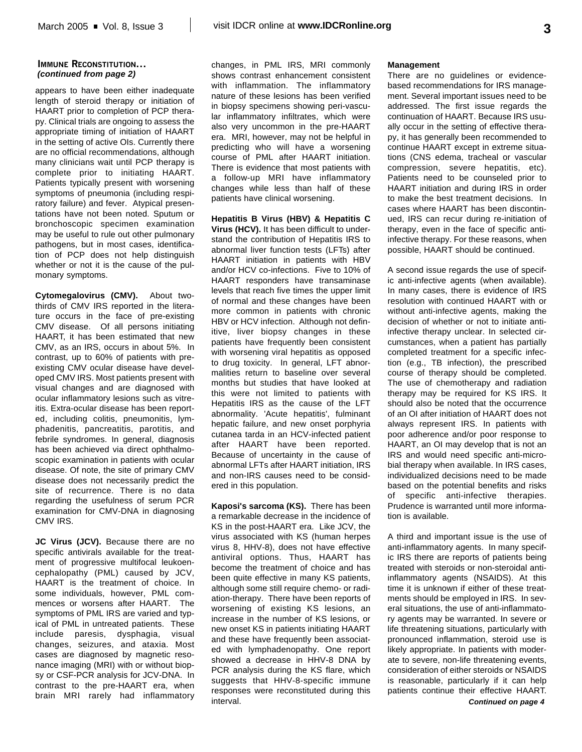## Immune Reconstitution…

*(continued from page 2)*

appears to have been either inadequate length of steroid therapy or initiation of HAART prior to completion of PCP therapy. Clinical trials are ongoing to assess the appropriate timing of initiation of HAART in the setting of active OIs. Currently there are no official recommendations, although many clinicians wait until PCP therapy is complete prior to initiating HAART. Patients typically present with worsening symptoms of pneumonia (including respiratory failure) and fever. Atypical presentations have not been noted. Sputum or bronchoscopic specimen examination may be useful to rule out other pulmonary pathogens, but in most cases, identification of PCP does not help distinguish whether or not it is the cause of the pulmonary symptoms.

**Cytomegalovirus (CMV).** About two-thirds of CMV IRS reported in the literature occurs in the face of pre-existing CMV disease. Of all persons initiating HAART, it has been estimated that new CMV, as an IRS, occurs in about 5%. In contrast, up to 60% of patients with pre-existing CMV ocular disease have developed CMV IRS. Most patients present with visual changes and are diagnosed with ocular inflammatory lesions such as vitreitis. Extra-ocular disease has been reported, including colitis, pneumonitis, lymphadenitis, pancreatitis, parotitis, and febrile syndromes. In general, diagnosis has been achieved via direct ophthalmoscopic examination in patients with ocular disease. Of note, the site of primary CMV disease does not necessarily predict the site of recurrence. There is no data regarding the usefulness of serum PCR examination for CMV-DNA in diagnosing CMV IRS.

**JC Virus (JCV).** Because there are no specific antivirals available for the treatment of progressive multifocal leukoencephalopathy (PML) caused by JCV, HAART is the treatment of choice. In some individuals, however, PML commences or worsens after HAART. The symptoms of PML IRS are varied and typical of PML in untreated patients. These include paresis, dysphagia, visual changes, seizures, and ataxia. Most cases are diagnosed by magnetic resonance imaging (MRI) with or without biopsy or CSF-PCR analysis for JCV-DNA. In contrast to the pre-HAART era, when brain MRI rarely had inflammatory changes, in PML IRS, MRI commonly shows contrast enhancement consistent with inflammation. The inflammatory nature of these lesions has been verified in biopsy specimens showing peri-vascular inflammatory infiltrates, which were also very uncommon in the pre-HAART era. MRI, however, may not be helpful in predicting who will have a worsening course of PML after HAART initiation. There is evidence that most patients with a follow-up MRI have inflammatory changes while less than half of these patients have clinical worsening.

**Hepatitis B Virus (HBV) & Hepatitis C Virus (HCV).** It has been difficult to understand the contribution of Hepatitis IRS to abnormal liver function tests (LFTs) after HAART initiation in patients with HBV and/or HCV co-infections. Five to 10% of HAART responders have transaminase levels that reach five times the upper limit of normal and these changes have been more common in patients with chronic HBV or HCV infection. Although not definitive, liver biopsy changes in these patients have frequently been consistent with worsening viral hepatitis as opposed to drug toxicity. In general, LFT abnormalities return to baseline over several months but studies that have looked at this were not limited to patients with Hepatitis IRS as the cause of the LFT abnormality. 'Acute hepatitis', fulminant hepatic failure, and new onset porphyria cutanea tarda in an HCV-infected patient after HAART have been reported. Because of uncertainty in the cause of abnormal LFTs after HAART initiation, IRS and non-IRS causes need to be considered in this population.

**Kaposi's sarcoma (KS).** There has been a remarkable decrease in the incidence of KS in the post-HAART era. Like JCV, the virus associated with KS (human herpes virus 8, HHV-8), does not have effective antiviral options. Thus, HAART has become the treatment of choice and has been quite effective in many KS patients, although some still require chemo- or radiation-therapy. There have been reports of worsening of existing KS lesions, an increase in the number of KS lesions, or new onset KS in patients initiating HAART and these have frequently been associated with lymphadenopathy. One report showed a decrease in HHV-8 DNA by PCR analysis during the KS flare, which suggests that HHV-8-specific immune responses were reconstituted during this interval.

**Management**

There are no guidelines or evidence-based recommendations for IRS management. Several important issues need to be addressed. The first issue regards the continuation of HAART. Because IRS usually occur in the setting of effective therapy, it has generally been recommended to continue HAART except in extreme situations (CNS edema, tracheal or vascular compression, severe hepatitis, etc). Patients need to be counseled prior to HAART initiation and during IRS in order to make the best treatment decisions. In cases where HAART has been discontinued, IRS can recur during re-initiation of therapy, even in the face of specific anti-infective therapy. For these reasons, when possible, HAART should be continued.

A second issue regards the use of specific anti-infective agents (when available). In many cases, there is evidence of IRS resolution with continued HAART with or without anti-infective agents, making the decision of whether or not to initiate anti-infective therapy unclear. In selected circumstances, when a patient has partially completed treatment for a specific infection (e.g., TB infection), the prescribed course of therapy should be completed. The use of chemotherapy and radiation therapy may be required for KS IRS. It should also be noted that the occurrence of an OI after initiation of HAART does not always represent IRS. In patients with poor adherence and/or poor response to HAART, an OI may develop that is not an IRS and would need specific anti-microbial therapy when available. In IRS cases, individualized decisions need to be made based on the potential benefits and risks of specific anti-infective therapies. Prudence is warranted until more information is available.

A third and important issue is the use of anti-inflammatory agents. In many specific IRS there are reports of patients being treated with steroids or non-steroidal anti-inflammatory agents (NSAIDS). At this time it is unknown if either of these treatments should be employed in IRS. In several situations, the use of anti-inflammatory agents may be warranted. In severe or life threatening situations, particularly with pronounced inflammation, steroid use is likely appropriate. In patients with moderate to severe, non-life threatening events, consideration of either steroids or NSAIDS is reasonable, particularly if it can help patients continue their effective HAART.

*Continued on page 4*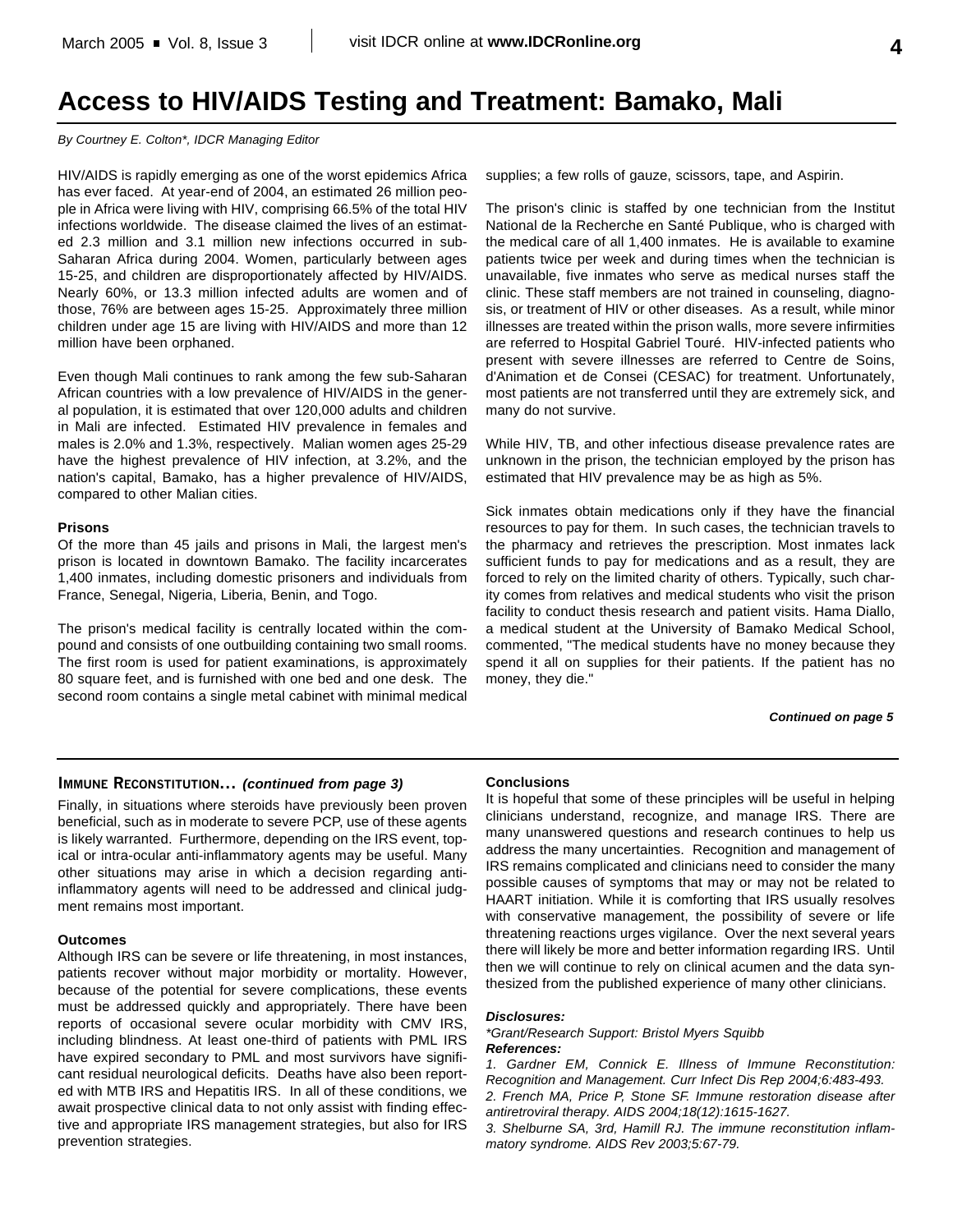# Access to HIV/AIDS Testing and Treatment: Bamako, Mali

*By Courtney E. Colton\*, IDCR Managing Editor*

HIV/AIDS is rapidly emerging as one of the worst epidemics Africa has ever faced. At year-end of 2004, an estimated 26 million people in Africa were living with HIV, comprising 66.5% of the total HIV infections worldwide. The disease claimed the lives of an estimated 2.3 million and 3.1 million new infections occurred in sub-Saharan Africa during 2004. Women, particularly between ages 15-25, and children are disproportionately affected by HIV/AIDS. Nearly 60%, or 13.3 million infected adults are women and of those, 76% are between ages 15-25. Approximately three million children under age 15 are living with HIV/AIDS and more than 12 million have been orphaned.

Even though Mali continues to rank among the few sub-Saharan African countries with a low prevalence of HIV/AIDS in the general population, it is estimated that over 120,000 adults and children in Mali are infected. Estimated HIV prevalence in females and males is 2.0% and 1.3%, respectively. Malian women ages 25-29 have the highest prevalence of HIV infection, at 3.2%, and the nation's capital, Bamako, has a higher prevalence of HIV/AIDS, compared to other Malian cities.

**Prisons**

Of the more than 45 jails and prisons in Mali, the largest men's prison is located in downtown Bamako. The facility incarcerates 1,400 inmates, including domestic prisoners and individuals from France, Senegal, Nigeria, Liberia, Benin, and Togo.

The prison's medical facility is centrally located within the compound and consists of one outbuilding containing two small rooms. The first room is used for patient examinations, is approximately 80 square feet, and is furnished with one bed and one desk. The second room contains a single metal cabinet with minimal medical supplies; a few rolls of gauze, scissors, tape, and Aspirin.

The prison's clinic is staffed by one technician from the Institut National de la Recherche en Santé Publique, who is charged with the medical care of all 1,400 inmates. He is available to examine patients twice per week and during times when the technician is unavailable, five inmates who serve as medical nurses staff the clinic. These staff members are not trained in counseling, diagnosis, or treatment of HIV or other diseases. As a result, while minor illnesses are treated within the prison walls, more severe infirmities are referred to Hospital Gabriel Touré. HIV-infected patients who present with severe illnesses are referred to Centre de Soins, d'Animation et de Consei (CESAC) for treatment. Unfortunately, most patients are not transferred until they are extremely sick, and many do not survive.

While HIV, TB, and other infectious disease prevalence rates are unknown in the prison, the technician employed by the prison has estimated that HIV prevalence may be as high as 5%.

Sick inmates obtain medications only if they have the financial resources to pay for them. In such cases, the technician travels to the pharmacy and retrieves the prescription. Most inmates lack sufficient funds to pay for medications and as a result, they are forced to rely on the limited charity of others. Typically, such charity comes from relatives and medical students who visit the prison facility to conduct thesis research and patient visits. Hama Diallo, a medical student at the University of Bamako Medical School, commented, "The medical students have no money because they spend it all on supplies for their patients. If the patient has no money, they die."

***Continued on page 5***

---

## IMMUNE RECONSTITUTION… *(continued from page 3)*

Finally, in situations where steroids have previously been proven beneficial, such as in moderate to severe PCP, use of these agents is likely warranted. Furthermore, depending on the IRS event, topical or intra-ocular anti-inflammatory agents may be useful. Many other situations may arise in which a decision regarding anti-inflammatory agents will need to be addressed and clinical judgment remains most important.

**Outcomes**

Although IRS can be severe or life threatening, in most instances, patients recover without major morbidity or mortality. However, because of the potential for severe complications, these events must be addressed quickly and appropriately. There have been reports of occasional severe ocular morbidity with CMV IRS, including blindness. At least one-third of patients with PML IRS have expired secondary to PML and most survivors have significant residual neurological deficits. Deaths have also been reported with MTB IRS and Hepatitis IRS. In all of these conditions, we await prospective clinical data to not only assist with finding effective and appropriate IRS management strategies, but also for IRS prevention strategies.

**Conclusions**

It is hopeful that some of these principles will be useful in helping clinicians understand, recognize, and manage IRS. There are many unanswered questions and research continues to help us address the many uncertainties. Recognition and management of IRS remains complicated and clinicians need to consider the many possible causes of symptoms that may or may not be related to HAART initiation. While it is comforting that IRS usually resolves with conservative management, the possibility of severe or life threatening reactions urges vigilance. Over the next several years there will likely be more and better information regarding IRS. Until then we will continue to rely on clinical acumen and the data synthesized from the published experience of many other clinicians.

***Disclosures:***

*\*Grant/Research Support: Bristol Myers Squibb*

***References:***

*1. Gardner EM, Connick E. Illness of Immune Reconstitution: Recognition and Management. Curr Infect Dis Rep 2004;6:483-493.*

*2. French MA, Price P, Stone SF. Immune restoration disease after antiretroviral therapy. AIDS 2004;18(12):1615-1627.*

*3. Shelburne SA, 3rd, Hamill RJ. The immune reconstitution inflammatory syndrome. AIDS Rev 2003;5:67-79.*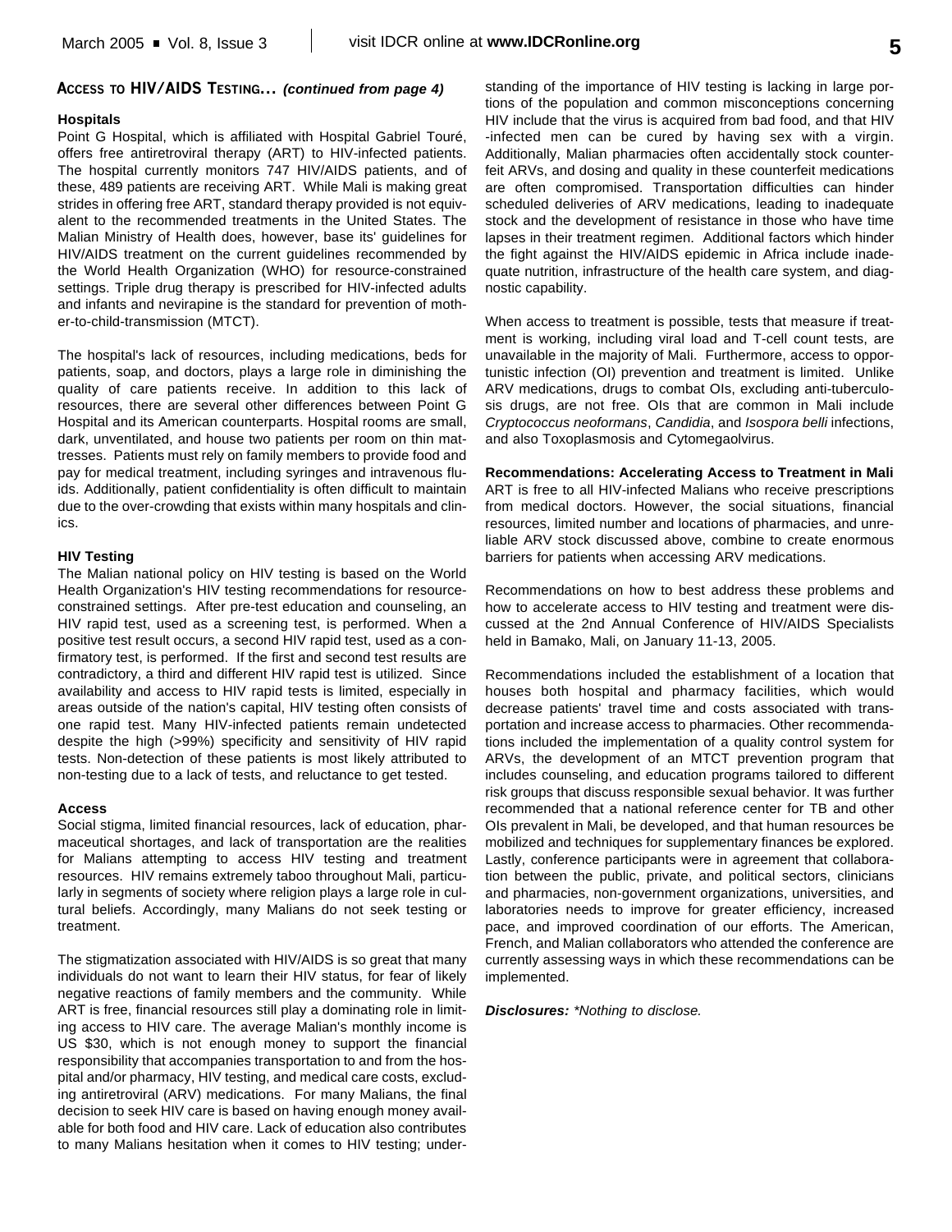## Access to HIV/AIDS Testing... *(continued from page 4)*

### Hospitals

Point G Hospital, which is affiliated with Hospital Gabriel Touré, offers free antiretroviral therapy (ART) to HIV-infected patients. The hospital currently monitors 747 HIV/AIDS patients, and of these, 489 patients are receiving ART. While Mali is making great strides in offering free ART, standard therapy provided is not equivalent to the recommended treatments in the United States. The Malian Ministry of Health does, however, base its' guidelines for HIV/AIDS treatment on the current guidelines recommended by the World Health Organization (WHO) for resource-constrained settings. Triple drug therapy is prescribed for HIV-infected adults and infants and nevirapine is the standard for prevention of mother-to-child-transmission (MTCT).

The hospital's lack of resources, including medications, beds for patients, soap, and doctors, plays a large role in diminishing the quality of care patients receive. In addition to this lack of resources, there are several other differences between Point G Hospital and its American counterparts. Hospital rooms are small, dark, unventilated, and house two patients per room on thin mattresses. Patients must rely on family members to provide food and pay for medical treatment, including syringes and intravenous fluids. Additionally, patient confidentiality is often difficult to maintain due to the over-crowding that exists within many hospitals and clinics.

### HIV Testing

The Malian national policy on HIV testing is based on the World Health Organization's HIV testing recommendations for resource-constrained settings. After pre-test education and counseling, an HIV rapid test, used as a screening test, is performed. When a positive test result occurs, a second HIV rapid test, used as a confirmatory test, is performed. If the first and second test results are contradictory, a third and different HIV rapid test is utilized. Since availability and access to HIV rapid tests is limited, especially in areas outside of the nation's capital, HIV testing often consists of one rapid test. Many HIV-infected patients remain undetected despite the high (>99%) specificity and sensitivity of HIV rapid tests. Non-detection of these patients is most likely attributed to non-testing due to a lack of tests, and reluctance to get tested.

### Access

Social stigma, limited financial resources, lack of education, pharmaceutical shortages, and lack of transportation are the realities for Malians attempting to access HIV testing and treatment resources. HIV remains extremely taboo throughout Mali, particularly in segments of society where religion plays a large role in cultural beliefs. Accordingly, many Malians do not seek testing or treatment.

The stigmatization associated with HIV/AIDS is so great that many individuals do not want to learn their HIV status, for fear of likely negative reactions of family members and the community. While ART is free, financial resources still play a dominating role in limiting access to HIV care. The average Malian's monthly income is US $30, which is not enough money to support the financial responsibility that accompanies transportation to and from the hospital and/or pharmacy, HIV testing, and medical care costs, excluding antiretroviral (ARV) medications. For many Malians, the final decision to seek HIV care is based on having enough money available for both food and HIV care. Lack of education also contributes to many Malians hesitation when it comes to HIV testing; understanding of the importance of HIV testing is lacking in large portions of the population and common misconceptions concerning HIV include that the virus is acquired from bad food, and that HIV-infected men can be cured by having sex with a virgin. Additionally, Malian pharmacies often accidentally stock counterfeit ARVs, and dosing and quality in these counterfeit medications are often compromised. Transportation difficulties can hinder scheduled deliveries of ARV medications, leading to inadequate stock and the development of resistance in those who have time lapses in their treatment regimen. Additional factors which hinder the fight against the HIV/AIDS epidemic in Africa include inadequate nutrition, infrastructure of the health care system, and diagnostic capability.

When access to treatment is possible, tests that measure if treatment is working, including viral load and T-cell count tests, are unavailable in the majority of Mali. Furthermore, access to opportunistic infection (OI) prevention and treatment is limited. Unlike ARV medications, drugs to combat OIs, excluding anti-tuberculosis drugs, are not free. OIs that are common in Mali include *Cryptococcus neoformans*, *Candidia*, and *Isospora belli* infections, and also Toxoplasmosis and Cytomegaolvirus.

### Recommendations: Accelerating Access to Treatment in Mali

ART is free to all HIV-infected Malians who receive prescriptions from medical doctors. However, the social situations, financial resources, limited number and locations of pharmacies, and unreliable ARV stock discussed above, combine to create enormous barriers for patients when accessing ARV medications.

Recommendations on how to best address these problems and how to accelerate access to HIV testing and treatment were discussed at the 2nd Annual Conference of HIV/AIDS Specialists held in Bamako, Mali, on January 11-13, 2005.

Recommendations included the establishment of a location that houses both hospital and pharmacy facilities, which would decrease patients' travel time and costs associated with transportation and increase access to pharmacies. Other recommendations included the implementation of a quality control system for ARVs, the development of an MTCT prevention program that includes counseling, and education programs tailored to different risk groups that discuss responsible sexual behavior. It was further recommended that a national reference center for TB and other OIs prevalent in Mali, be developed, and that human resources be mobilized and techniques for supplementary finances be explored. Lastly, conference participants were in agreement that collaboration between the public, private, and political sectors, clinicians and pharmacies, non-government organizations, universities, and laboratories needs to improve for greater efficiency, increased pace, and improved coordination of our efforts. The American, French, and Malian collaborators who attended the conference are currently assessing ways in which these recommendations can be implemented.

***Disclosures:*** *\*Nothing to disclose.*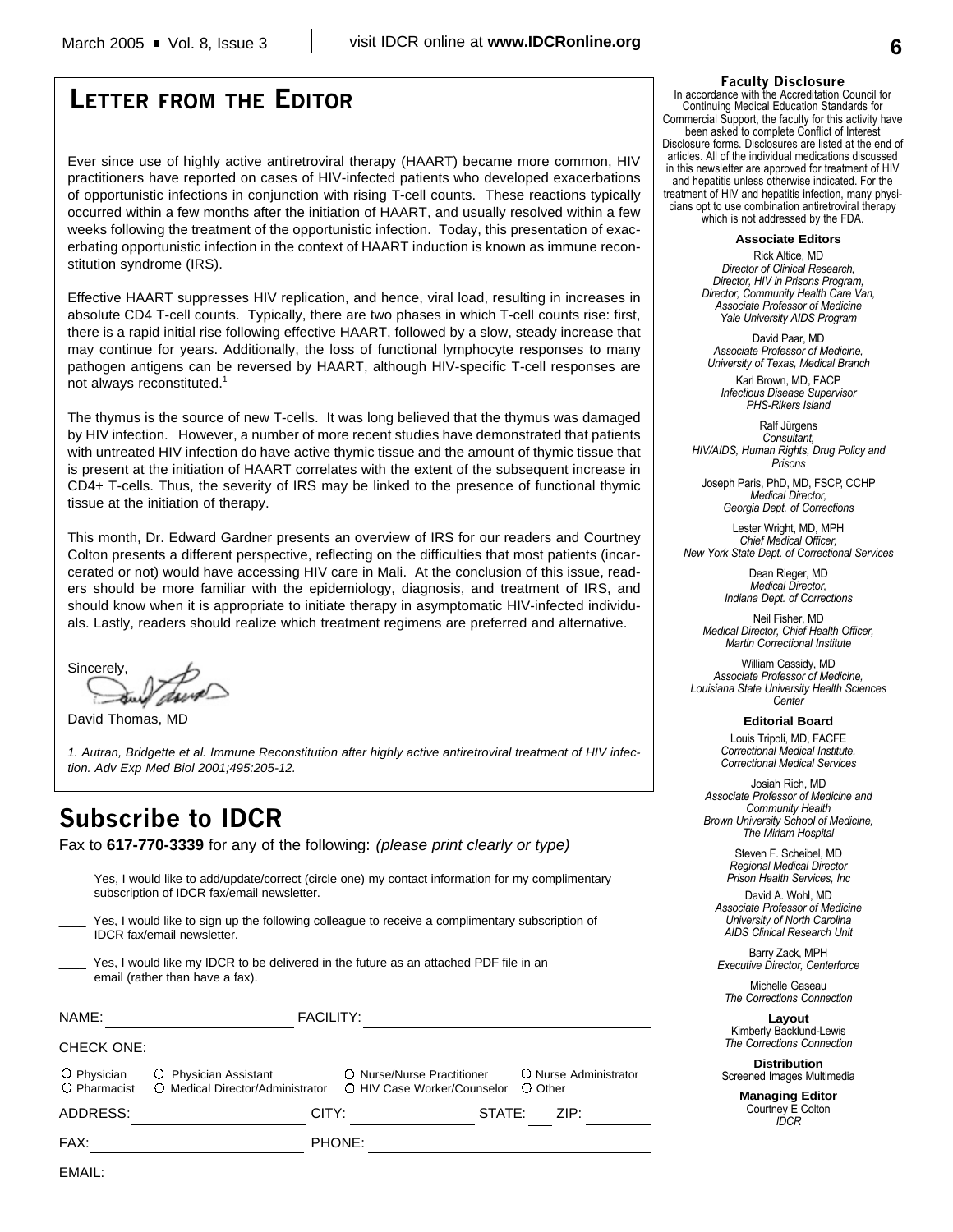## LETTER FROM THE EDITOR

Ever since use of highly active antiretroviral therapy (HAART) became more common, HIV practitioners have reported on cases of HIV-infected patients who developed exacerbations of opportunistic infections in conjunction with rising T-cell counts. These reactions typically occurred within a few months after the initiation of HAART, and usually resolved within a few weeks following the treatment of the opportunistic infection. Today, this presentation of exacerbating opportunistic infection in the context of HAART induction is known as immune reconstitution syndrome (IRS).

Effective HAART suppresses HIV replication, and hence, viral load, resulting in increases in absolute CD4 T-cell counts. Typically, there are two phases in which T-cell counts rise: first, there is a rapid initial rise following effective HAART, followed by a slow, steady increase that may continue for years. Additionally, the loss of functional lymphocyte responses to many pathogen antigens can be reversed by HAART, although HIV-specific T-cell responses are not always reconstituted.[1]

The thymus is the source of new T-cells. It was long believed that the thymus was damaged by HIV infection. However, a number of more recent studies have demonstrated that patients with untreated HIV infection do have active thymic tissue and the amount of thymic tissue that is present at the initiation of HAART correlates with the extent of the subsequent increase in CD4+ T-cells. Thus, the severity of IRS may be linked to the presence of functional thymic tissue at the initiation of therapy.

This month, Dr. Edward Gardner presents an overview of IRS for our readers and Courtney Colton presents a different perspective, reflecting on the difficulties that most patients (incarcerated or not) would have accessing HIV care in Mali. At the conclusion of this issue, readers should be more familiar with the epidemiology, diagnosis, and treatment of IRS, and should know when it is appropriate to initiate therapy in asymptomatic HIV-infected individuals. Lastly, readers should realize which treatment regimens are preferred and alternative.

Sincerely,

David Thomas, MD

*1. Autran, Bridgette et al. Immune Reconstitution after highly active antiretroviral treatment of HIV infection. Adv Exp Med Biol 2001;495:205-12.*

## Subscribe to IDCR

Fax to **617-770-3339** for any of the following: *(please print clearly or type)*

____ Yes, I would like to add/update/correct (circle one) my contact information for my complimentary subscription of IDCR fax/email newsletter.

____ Yes, I would like to sign up the following colleague to receive a complimentary subscription of IDCR fax/email newsletter.

____ Yes, I would like my IDCR to be delivered in the future as an attached PDF file in an email (rather than have a fax).

NAME: ______________________ FACILITY: ______________________

CHECK ONE:

○ Physician ○ Physician Assistant ○ Nurse/Nurse Practitioner ○ Nurse Administrator
○ Pharmacist ○ Medical Director/Administrator ○ HIV Case Worker/Counselor ○ Other

ADDRESS: ______________________ CITY: ______________ STATE: ___ ZIP: ________

FAX: ______________________ PHONE: ______________________

EMAIL: ______________________

### Faculty Disclosure

In accordance with the Accreditation Council for Continuing Medical Education Standards for Commercial Support, the faculty for this activity have been asked to complete Conflict of Interest Disclosure forms. Disclosures are listed at the end of articles. All of the individual medications discussed in this newsletter are approved for treatment of HIV and hepatitis unless otherwise indicated. For the treatment of HIV and hepatitis infection, many physicians opt to use combination antiretroviral therapy which is not addressed by the FDA.

**Associate Editors**

Rick Altice, MD
*Director of Clinical Research, Director, HIV in Prisons Program, Director, Community Health Care Van, Associate Professor of Medicine Yale University AIDS Program*

David Paar, MD
*Associate Professor of Medicine, University of Texas, Medical Branch*

Karl Brown, MD, FACP
*Infectious Disease Supervisor PHS-Rikers Island*

Ralf Jürgens
*Consultant, HIV/AIDS, Human Rights, Drug Policy and Prisons*

Joseph Paris, PhD, MD, FSCP, CCHP
*Medical Director, Georgia Dept. of Corrections*

Lester Wright, MD, MPH
*Chief Medical Officer, New York State Dept. of Correctional Services*

Dean Rieger, MD
*Medical Director, Indiana Dept. of Corrections*

Neil Fisher, MD
*Medical Director, Chief Health Officer, Martin Correctional Institute*

William Cassidy, MD
*Associate Professor of Medicine, Louisiana State University Health Sciences Center*

**Editorial Board**

Louis Tripoli, MD, FACFE
*Correctional Medical Institute, Correctional Medical Services*

Josiah Rich, MD
*Associate Professor of Medicine and Community Health Brown University School of Medicine, The Miriam Hospital*

Steven F. Scheibel, MD
*Regional Medical Director Prison Health Services, Inc*

David A. Wohl, MD
*Associate Professor of Medicine University of North Carolina AIDS Clinical Research Unit*

Barry Zack, MPH
*Executive Director, Centerforce*

Michelle Gaseau
*The Corrections Connection*

**Layout**
Kimberly Backlund-Lewis
*The Corrections Connection*

**Distribution**
Screened Images Multimedia

**Managing Editor**
Courtney E Colton
*IDCR*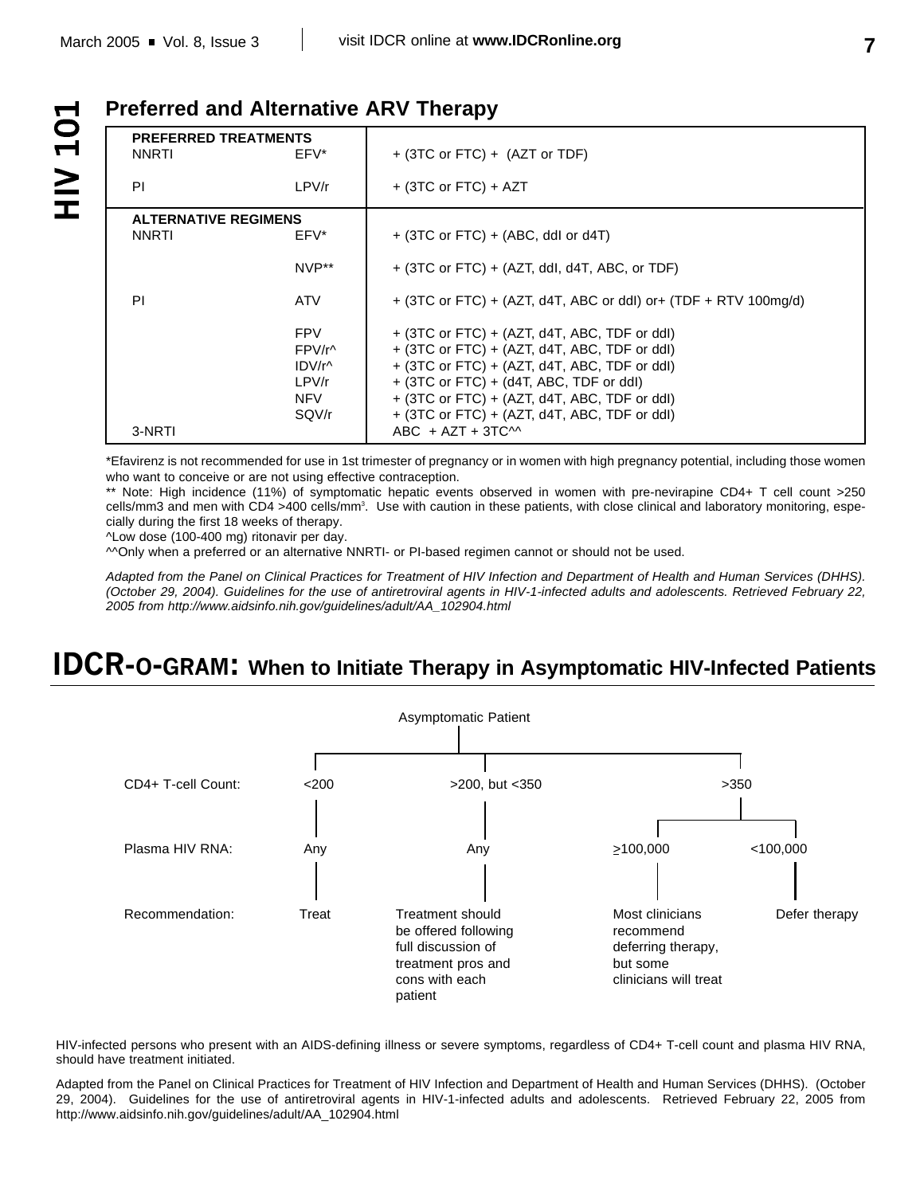## Preferred and Alternative ARV Therapy

| | | |
|---|---|---|
| **PREFERRED TREATMENTS** | | |
| NNRTI | EFV* | + (3TC or FTC) + (AZT or TDF) |
| PI | LPV/r | + (3TC or FTC) + AZT |
| **ALTERNATIVE REGIMENS** | | |
| NNRTI | EFV* | + (3TC or FTC) + (ABC, ddI or d4T) |
| | NVP** | + (3TC or FTC) + (AZT, ddI, d4T, ABC, or TDF) |
| PI | ATV | + (3TC or FTC) + (AZT, d4T, ABC or ddI) or+ (TDF + RTV 100mg/d) |
| | FPV | + (3TC or FTC) + (AZT, d4T, ABC, TDF or ddI) |
| | FPV/r^ | + (3TC or FTC) + (AZT, d4T, ABC, TDF or ddI) |
| | IDV/r^ | + (3TC or FTC) + (AZT, d4T, ABC, TDF or ddI) |
| | LPV/r | + (3TC or FTC) + (d4T, ABC, TDF or ddI) |
| | NFV | + (3TC or FTC) + (AZT, d4T, ABC, TDF or ddI) |
| | SQV/r | + (3TC or FTC) + (AZT, d4T, ABC, TDF or ddI) |
| 3-NRTI | | ABC + AZT + 3TC^^ |

*Efavirenz is not recommended for use in 1st trimester of pregnancy or in women with high pregnancy potential, including those women who want to conceive or are not using effective contraception.

** Note: High incidence (11%) of symptomatic hepatic events observed in women with pre-nevirapine CD4+ T cell count >250 cells/mm3 and men with CD4 >400 cells/mm³. Use with caution in these patients, with close clinical and laboratory monitoring, especially during the first 18 weeks of therapy.

^Low dose (100-400 mg) ritonavir per day.

^^Only when a preferred or an alternative NNRTI- or PI-based regimen cannot or should not be used.

*Adapted from the Panel on Clinical Practices for Treatment of HIV Infection and Department of Health and Human Services (DHHS). (October 29, 2004). Guidelines for the use of antiretroviral agents in HIV-1-infected adults and adolescents. Retrieved February 22, 2005 from http://www.aidsinfo.nih.gov/guidelines/adult/AA_102904.html*

## IDCR-O-GRAM: When to Initiate Therapy in Asymptomatic HIV-Infected Patients

Asymptomatic Patient

| CD4+ T-cell Count: | <200 | >200, but <350 | >350 | >350 |
|---|---|---|---|---|
| Plasma HIV RNA: | Any | Any | ≥100,000 | <100,000 |
| Recommendation: | Treat | Treatment should be offered following full discussion of treatment pros and cons with each patient | Most clinicians recommend deferring therapy, but some clinicians will treat | Defer therapy |

HIV-infected persons who present with an AIDS-defining illness or severe symptoms, regardless of CD4+ T-cell count and plasma HIV RNA, should have treatment initiated.

Adapted from the Panel on Clinical Practices for Treatment of HIV Infection and Department of Health and Human Services (DHHS). (October 29, 2004). Guidelines for the use of antiretroviral agents in HIV-1-infected adults and adolescents. Retrieved February 22, 2005 from http://www.aidsinfo.nih.gov/guidelines/adult/AA_102904.html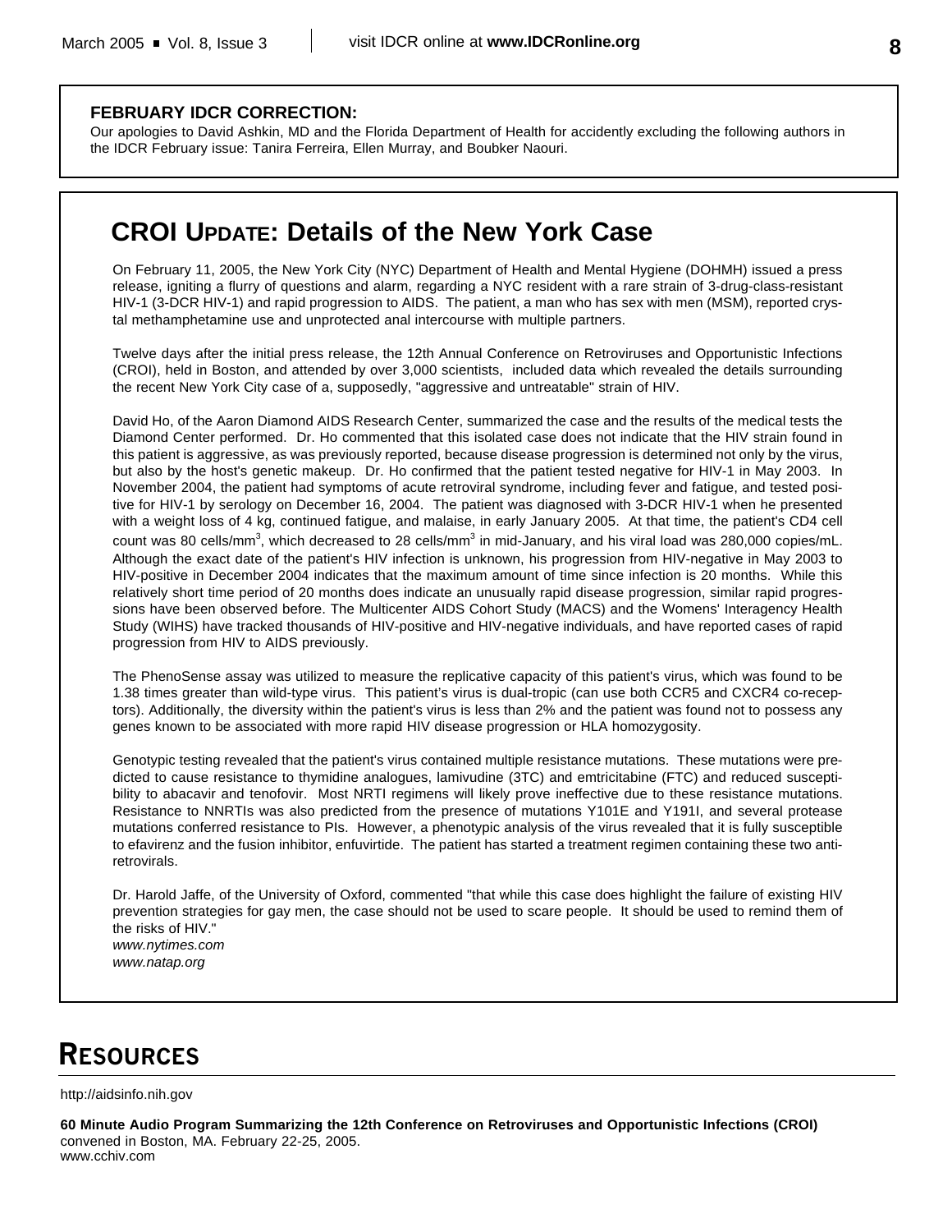**FEBRUARY IDCR CORRECTION:**
Our apologies to David Ashkin, MD and the Florida Department of Health for accidently excluding the following authors in the IDCR February issue: Tanira Ferreira, Ellen Murray, and Boubker Naouri.

## CROI UPDATE: Details of the New York Case

On February 11, 2005, the New York City (NYC) Department of Health and Mental Hygiene (DOHMH) issued a press release, igniting a flurry of questions and alarm, regarding a NYC resident with a rare strain of 3-drug-class-resistant HIV-1 (3-DCR HIV-1) and rapid progression to AIDS. The patient, a man who has sex with men (MSM), reported crystal methamphetamine use and unprotected anal intercourse with multiple partners.

Twelve days after the initial press release, the 12th Annual Conference on Retroviruses and Opportunistic Infections (CROI), held in Boston, and attended by over 3,000 scientists, included data which revealed the details surrounding the recent New York City case of a, supposedly, "aggressive and untreatable" strain of HIV.

David Ho, of the Aaron Diamond AIDS Research Center, summarized the case and the results of the medical tests the Diamond Center performed. Dr. Ho commented that this isolated case does not indicate that the HIV strain found in this patient is aggressive, as was previously reported, because disease progression is determined not only by the virus, but also by the host's genetic makeup. Dr. Ho confirmed that the patient tested negative for HIV-1 in May 2003. In November 2004, the patient had symptoms of acute retroviral syndrome, including fever and fatigue, and tested positive for HIV-1 by serology on December 16, 2004. The patient was diagnosed with 3-DCR HIV-1 when he presented with a weight loss of 4 kg, continued fatigue, and malaise, in early January 2005. At that time, the patient's CD4 cell count was 80 cells/mm$^3$, which decreased to 28 cells/mm$^3$ in mid-January, and his viral load was 280,000 copies/mL. Although the exact date of the patient's HIV infection is unknown, his progression from HIV-negative in May 2003 to HIV-positive in December 2004 indicates that the maximum amount of time since infection is 20 months. While this relatively short time period of 20 months does indicate an unusually rapid disease progression, similar rapid progressions have been observed before. The Multicenter AIDS Cohort Study (MACS) and the Womens' Interagency Health Study (WIHS) have tracked thousands of HIV-positive and HIV-negative individuals, and have reported cases of rapid progression from HIV to AIDS previously.

The PhenoSense assay was utilized to measure the replicative capacity of this patient's virus, which was found to be 1.38 times greater than wild-type virus. This patient's virus is dual-tropic (can use both CCR5 and CXCR4 co-receptors). Additionally, the diversity within the patient's virus is less than 2% and the patient was found not to possess any genes known to be associated with more rapid HIV disease progression or HLA homozygosity.

Genotypic testing revealed that the patient's virus contained multiple resistance mutations. These mutations were predicted to cause resistance to thymidine analogues, lamivudine (3TC) and emtricitabine (FTC) and reduced susceptibility to abacavir and tenofovir. Most NRTI regimens will likely prove ineffective due to these resistance mutations. Resistance to NNRTIs was also predicted from the presence of mutations Y101E and Y191I, and several protease mutations conferred resistance to PIs. However, a phenotypic analysis of the virus revealed that it is fully susceptible to efavirenz and the fusion inhibitor, enfuvirtide. The patient has started a treatment regimen containing these two antiretrovirals.

Dr. Harold Jaffe, of the University of Oxford, commented "that while this case does highlight the failure of existing HIV prevention strategies for gay men, the case should not be used to scare people. It should be used to remind them of the risks of HIV."
*www.nytimes.com*
*www.natap.org*

# RESOURCES

http://aidsinfo.nih.gov

**60 Minute Audio Program Summarizing the 12th Conference on Retroviruses and Opportunistic Infections (CROI)**
convened in Boston, MA. February 22-25, 2005.
www.cchiv.com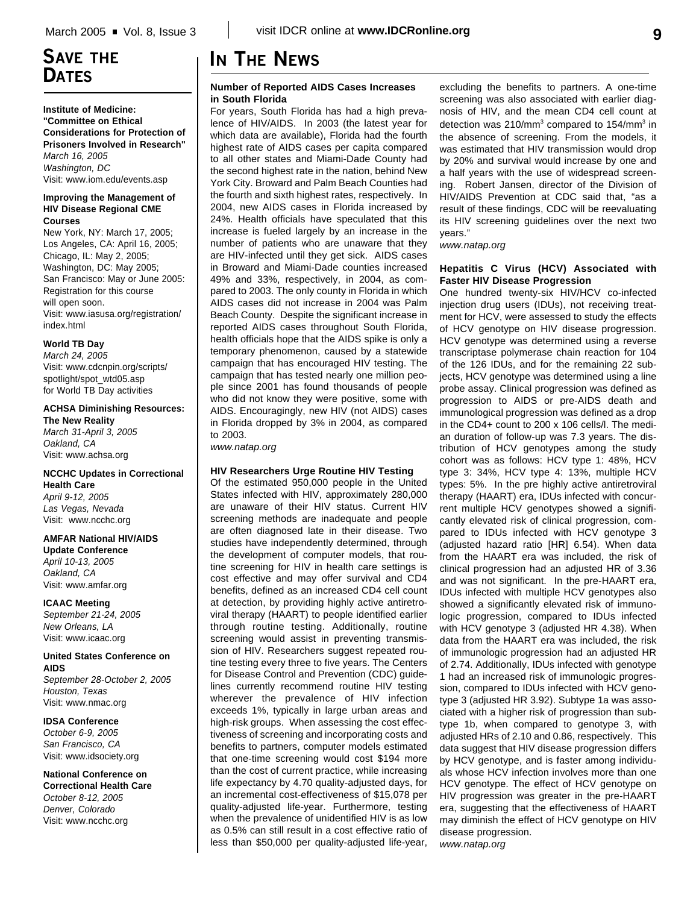# SAVE THE DATES

**Institute of Medicine: "Committee on Ethical Considerations for Protection of Prisoners Involved in Research"**
*March 16, 2005*
*Washington, DC*
Visit: www.iom.edu/events.asp

**Improving the Management of HIV Disease Regional CME Courses**
New York, NY: March 17, 2005;
Los Angeles, CA: April 16, 2005;
Chicago, IL: May 2, 2005;
Washington, DC: May 2005;
San Francisco: May or June 2005:
Registration for this course will open soon.
Visit: www.iasusa.org/registration/index.html

**World TB Day**
*March 24, 2005*
Visit: www.cdcnpin.org/scripts/spotlight/spot_wtd05.asp for World TB Day activities

**ACHSA Diminishing Resources: The New Reality**
*March 31-April 3, 2005*
*Oakland, CA*
Visit: www.achsa.org

**NCCHC Updates in Correctional Health Care**
*April 9-12, 2005*
*Las Vegas, Nevada*
Visit: www.ncchc.org

**AMFAR National HIV/AIDS Update Conference**
*April 10-13, 2005*
*Oakland, CA*
Visit: www.amfar.org

**ICAAC Meeting**
*September 21-24, 2005*
*New Orleans, LA*
Visit: www.icaac.org

**United States Conference on AIDS**
*September 28-October 2, 2005*
*Houston, Texas*
Visit: www.nmac.org

**IDSA Conference**
*October 6-9, 2005*
*San Francisco, CA*
Visit: www.idsociety.org

**National Conference on Correctional Health Care**
*October 8-12, 2005*
*Denver, Colorado*
Visit: www.ncchc.org

# IN THE NEWS

### Number of Reported AIDS Cases Increases in South Florida

For years, South Florida has had a high prevalence of HIV/AIDS. In 2003 (the latest year for which data are available), Florida had the fourth highest rate of AIDS cases per capita compared to all other states and Miami-Dade County had the second highest rate in the nation, behind New York City. Broward and Palm Beach Counties had the fourth and sixth highest rates, respectively. In 2004, new AIDS cases in Florida increased by 24%. Health officials have speculated that this increase is fueled largely by an increase in the number of patients who are unaware that they are HIV-infected until they get sick. AIDS cases in Broward and Miami-Dade counties increased 49% and 33%, respectively, in 2004, as compared to 2003. The only county in Florida in which AIDS cases did not increase in 2004 was Palm Beach County. Despite the significant increase in reported AIDS cases throughout South Florida, health officials hope that the AIDS spike is only a temporary phenomenon, caused by a statewide campaign that has encouraged HIV testing. The campaign that has tested nearly one million people since 2001 has found thousands of people who did not know they were positive, some with AIDS. Encouragingly, new HIV (not AIDS) cases in Florida dropped by 3% in 2004, as compared to 2003.

*www.natap.org*

### HIV Researchers Urge Routine HIV Testing

Of the estimated 950,000 people in the United States infected with HIV, approximately 280,000 are unaware of their HIV status. Current HIV screening methods are inadequate and people are often diagnosed late in their disease. Two studies have independently determined, through the development of computer models, that routine screening for HIV in health care settings is cost effective and may offer survival and CD4 benefits, defined as an increased CD4 cell count at detection, by providing highly active antiretroviral therapy (HAART) to people identified earlier through routine testing. Additionally, routine screening would assist in preventing transmission of HIV. Researchers suggest repeated routine testing every three to five years. The Centers for Disease Control and Prevention (CDC) guidelines currently recommend routine HIV testing wherever the prevalence of HIV infection exceeds 1%, typically in large urban areas and high-risk groups. When assessing the cost effectiveness of screening and incorporating costs and benefits to partners, computer models estimated that one-time screening would cost \$194 more than the cost of current practice, while increasing life expectancy by 4.70 quality-adjusted days, for an incremental cost-effectiveness of \$15,078 per quality-adjusted life-year. Furthermore, testing when the prevalence of unidentified HIV is as low as 0.5% can still result in a cost effective ratio of less than \$50,000 per quality-adjusted life-year, excluding the benefits to partners. A one-time screening was also associated with earlier diagnosis of HIV, and the mean CD4 cell count at detection was 210/mm$^3$ compared to 154/mm$^3$ in the absence of screening. From the models, it was estimated that HIV transmission would drop by 20% and survival would increase by one and a half years with the use of widespread screening. Robert Jansen, director of the Division of HIV/AIDS Prevention at CDC said that, "as a result of these findings, CDC will be reevaluating its HIV screening guidelines over the next two years."

*www.natap.org*

### Hepatitis C Virus (HCV) Associated with Faster HIV Disease Progression

One hundred twenty-six HIV/HCV co-infected injection drug users (IDUs), not receiving treatment for HCV, were assessed to study the effects of HCV genotype on HIV disease progression. HCV genotype was determined using a reverse transcriptase polymerase chain reaction for 104 of the 126 IDUs, and for the remaining 22 subjects, HCV genotype was determined using a line probe assay. Clinical progression was defined as progression to AIDS or pre-AIDS death and immunological progression was defined as a drop in the CD4+ count to 200 x 106 cells/l. The median duration of follow-up was 7.3 years. The distribution of HCV genotypes among the study cohort was as follows: HCV type 1: 48%, HCV type 3: 34%, HCV type 4: 13%, multiple HCV types: 5%. In the pre highly active antiretroviral therapy (HAART) era, IDUs infected with concurrent multiple HCV genotypes showed a significantly elevated risk of clinical progression, compared to IDUs infected with HCV genotype 3 (adjusted hazard ratio [HR] 6.54). When data from the HAART era was included, the risk of clinical progression had an adjusted HR of 3.36 and was not significant. In the pre-HAART era, IDUs infected with multiple HCV genotypes also showed a significantly elevated risk of immunologic progression, compared to IDUs infected with HCV genotype 3 (adjusted HR 4.38). When data from the HAART era was included, the risk of immunologic progression had an adjusted HR of 2.74. Additionally, IDUs infected with genotype 1 had an increased risk of immunologic progression, compared to IDUs infected with HCV genotype 3 (adjusted HR 3.92). Subtype 1a was associated with a higher risk of progression than subtype 1b, when compared to genotype 3, with adjusted HRs of 2.10 and 0.86, respectively. This data suggest that HIV disease progression differs by HCV genotype, and is faster among individuals whose HCV infection involves more than one HCV genotype. The effect of HCV genotype on HIV progression was greater in the pre-HAART era, suggesting that the effectiveness of HAART may diminish the effect of HCV genotype on HIV disease progression.

*www.natap.org*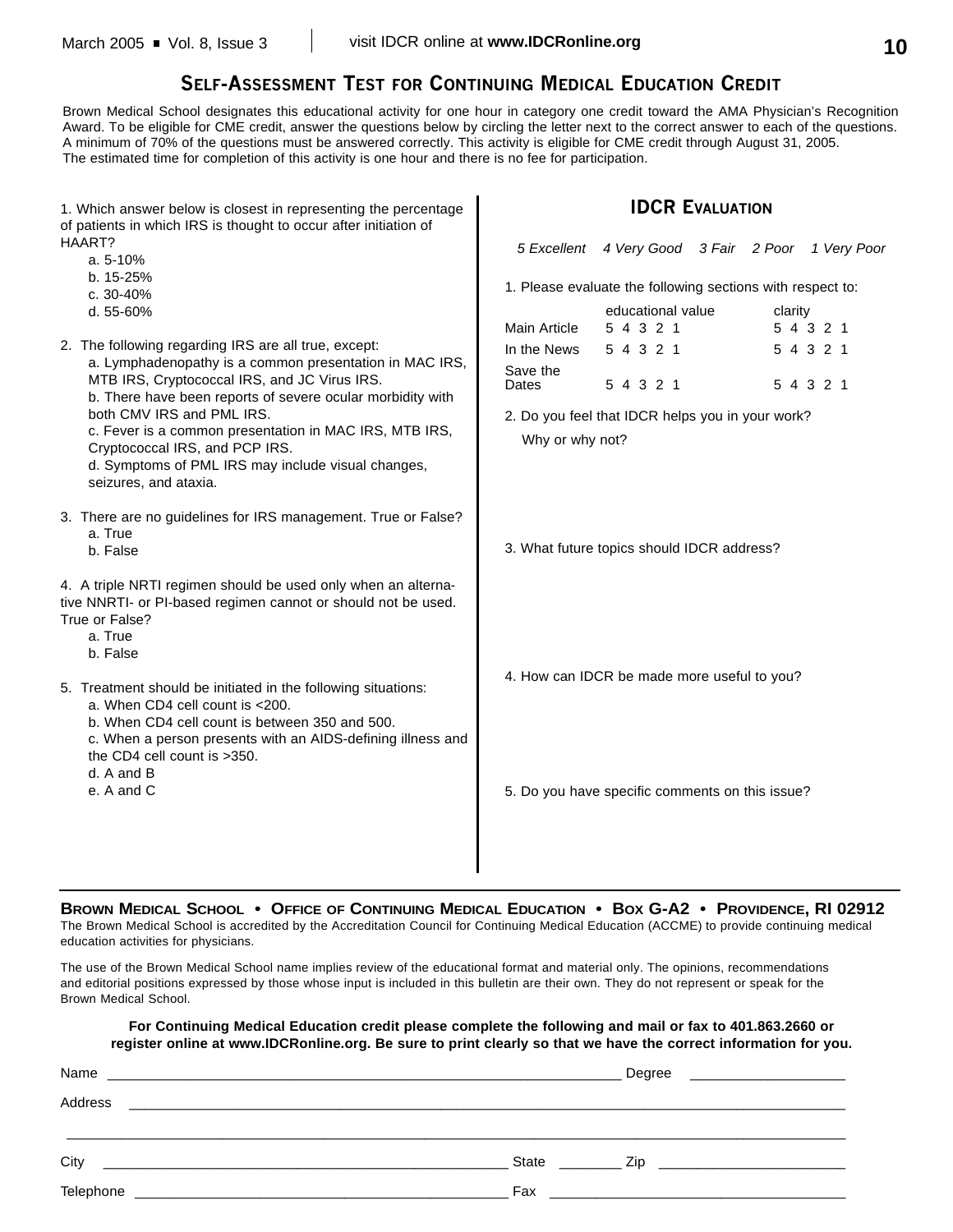# Self-Assessment Test for Continuing Medical Education Credit

Brown Medical School designates this educational activity for one hour in category one credit toward the AMA Physician's Recognition Award. To be eligible for CME credit, answer the questions below by circling the letter next to the correct answer to each of the questions. A minimum of 70% of the questions must be answered correctly. This activity is eligible for CME credit through August 31, 2005. The estimated time for completion of this activity is one hour and there is no fee for participation.

1. Which answer below is closest in representing the percentage of patients in which IRS is thought to occur after initiation of HAART?
   a. 5-10%
   b. 15-25%
   c. 30-40%
   d. 55-60%

2. The following regarding IRS are all true, except:
   a. Lymphadenopathy is a common presentation in MAC IRS, MTB IRS, Cryptococcal IRS, and JC Virus IRS.
   b. There have been reports of severe ocular morbidity with both CMV IRS and PML IRS.
   c. Fever is a common presentation in MAC IRS, MTB IRS, Cryptococcal IRS, and PCP IRS.
   d. Symptoms of PML IRS may include visual changes, seizures, and ataxia.

3. There are no guidelines for IRS management. True or False?
   a. True
   b. False

4. A triple NRTI regimen should be used only when an alternative NNRTI- or PI-based regimen cannot or should not be used. True or False?
   a. True
   b. False

5. Treatment should be initiated in the following situations:
   a. When CD4 cell count is <200.
   b. When CD4 cell count is between 350 and 500.
   c. When a person presents with an AIDS-defining illness and the CD4 cell count is >350.
   d. A and B
   e. A and C

## IDCR Evaluation

*5 Excellent 4 Very Good 3 Fair 2 Poor 1 Very Poor*

1. Please evaluate the following sections with respect to:

| | educational value | clarity |
|---|---|---|
| Main Article | 5 4 3 2 1 | 5 4 3 2 1 |
| In the News | 5 4 3 2 1 | 5 4 3 2 1 |
| Save the Dates | 5 4 3 2 1 | 5 4 3 2 1 |

2. Do you feel that IDCR helps you in your work?
   Why or why not?

3. What future topics should IDCR address?

4. How can IDCR be made more useful to you?

5. Do you have specific comments on this issue?

**Brown Medical School • Office of Continuing Medical Education • Box G-A2 • Providence, RI 02912**

The Brown Medical School is accredited by the Accreditation Council for Continuing Medical Education (ACCME) to provide continuing medical education activities for physicians.

The use of the Brown Medical School name implies review of the educational format and material only. The opinions, recommendations and editorial positions expressed by those whose input is included in this bulletin are their own. They do not represent or speak for the Brown Medical School.

**For Continuing Medical Education credit please complete the following and mail or fax to 401.863.2660 or register online at www.IDCRonline.org. Be sure to print clearly so that we have the correct information for you.**

Name ______________________________ Degree ______________

Address ______________________________________________

______________________________________________________

City ______________________ State ________ Zip ______________

Telephone ______________________ Fax ______________________